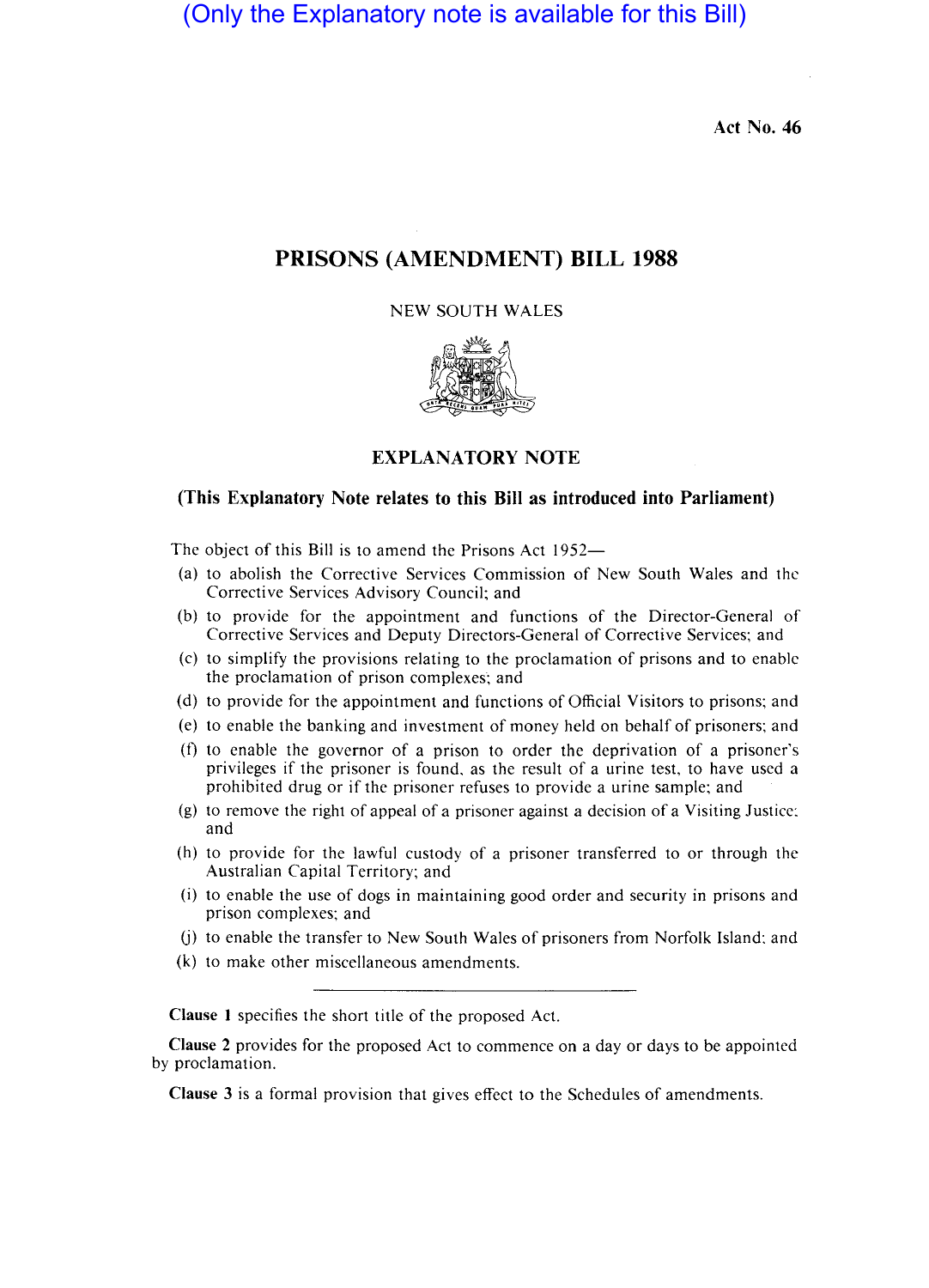(Only the Explanatory note is available for this Bill)

Act No. 46

# PRISONS (AMENDMENT) BILL 1988

NEW SOUTH WALES

## EXPLANATORY NOTE

### (This Explanatory Note relates to this Bill as introduced into Parliament)

The object of this Bill is to amend the Prisons Act 1952—

(a) to abolish the Corrective Services Commission of New South Wales and the Corrective Services Advisory Council; and

(b) to provide for the appointment and functions of the Director-General of Corrective Services and Deputy Directors-General of Corrective Services; and

(c) to simplify the provisions relating to the proclamation of prisons and to enable the proclamation of prison complexes; and

(d) to provide for the appointment and functions of Official Visitors to prisons; and

(e) to enable the banking and investment of money held on behalf of prisoners; and

(f) to enable the governor of a prison to order the deprivation of a prisoner's privileges if the prisoner is found, as the result of a urine test, to have used a prohibited drug or if the prisoner refuses to provide a urine sample; and

(g) to remove the right of appeal of a prisoner against a decision of a Visiting Justice; and

(h) to provide for the lawful custody of a prisoner transferred to or through the Australian Capital Territory; and

(i) to enable the use of dogs in maintaining good order and security in prisons and prison complexes; and

(j) to enable the transfer to New South Wales of prisoners from Norfolk Island; and

(k) to make other miscellaneous amendments.

---

**Clause 1** specifies the short title of the proposed Act.

**Clause 2** provides for the proposed Act to commence on a day or days to be appointed by proclamation.

**Clause 3** is a formal provision that gives effect to the Schedules of amendments.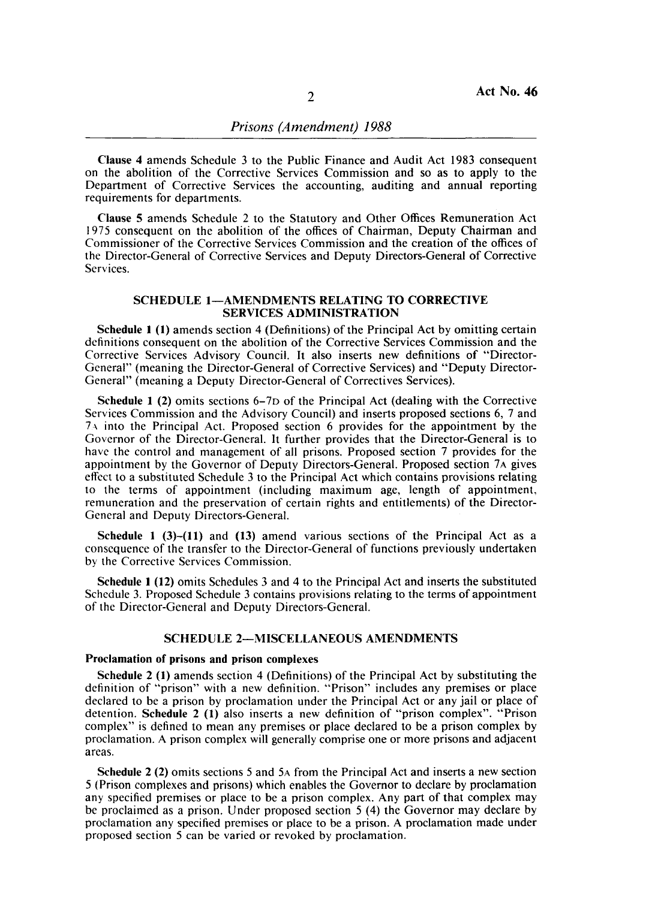**Clause 4** amends Schedule 3 to the Public Finance and Audit Act 1983 consequent on the abolition of the Corrective Services Commission and so as to apply to the Department of Corrective Services the accounting, auditing and annual reporting requirements for departments.

**Clause 5** amends Schedule 2 to the Statutory and Other Offices Remuneration Act 1975 consequent on the abolition of the offices of Chairman, Deputy Chairman and Commissioner of the Corrective Services Commission and the creation of the offices of the Director-General of Corrective Services and Deputy Directors-General of Corrective Services.

## SCHEDULE 1—AMENDMENTS RELATING TO CORRECTIVE SERVICES ADMINISTRATION

**Schedule 1 (1)** amends section 4 (Definitions) of the Principal Act by omitting certain definitions consequent on the abolition of the Corrective Services Commission and the Corrective Services Advisory Council. It also inserts new definitions of "Director-General" (meaning the Director-General of Corrective Services) and "Deputy Director-General" (meaning a Deputy Director-General of Correctives Services).

**Schedule 1 (2)** omits sections 6–7D of the Principal Act (dealing with the Corrective Services Commission and the Advisory Council) and inserts proposed sections 6, 7 and 7A into the Principal Act. Proposed section 6 provides for the appointment by the Governor of the Director-General. It further provides that the Director-General is to have the control and management of all prisons. Proposed section 7 provides for the appointment by the Governor of Deputy Directors-General. Proposed section 7A gives effect to a substituted Schedule 3 to the Principal Act which contains provisions relating to the terms of appointment (including maximum age, length of appointment, remuneration and the preservation of certain rights and entitlements) of the Director-General and Deputy Directors-General.

**Schedule 1 (3)–(11)** and **(13)** amend various sections of the Principal Act as a consequence of the transfer to the Director-General of functions previously undertaken by the Corrective Services Commission.

**Schedule 1 (12)** omits Schedules 3 and 4 to the Principal Act and inserts the substituted Schedule 3. Proposed Schedule 3 contains provisions relating to the terms of appointment of the Director-General and Deputy Directors-General.

## SCHEDULE 2—MISCELLANEOUS AMENDMENTS

**Proclamation of prisons and prison complexes**

**Schedule 2 (1)** amends section 4 (Definitions) of the Principal Act by substituting the definition of "prison" with a new definition. "Prison" includes any premises or place declared to be a prison by proclamation under the Principal Act or any jail or place of detention. **Schedule 2 (1)** also inserts a new definition of "prison complex". "Prison complex" is defined to mean any premises or place declared to be a prison complex by proclamation. A prison complex will generally comprise one or more prisons and adjacent areas.

**Schedule 2 (2)** omits sections 5 and 5A from the Principal Act and inserts a new section 5 (Prison complexes and prisons) which enables the Governor to declare by proclamation any specified premises or place to be a prison complex. Any part of that complex may be proclaimed as a prison. Under proposed section 5 (4) the Governor may declare by proclamation any specified premises or place to be a prison. A proclamation made under proposed section 5 can be varied or revoked by proclamation.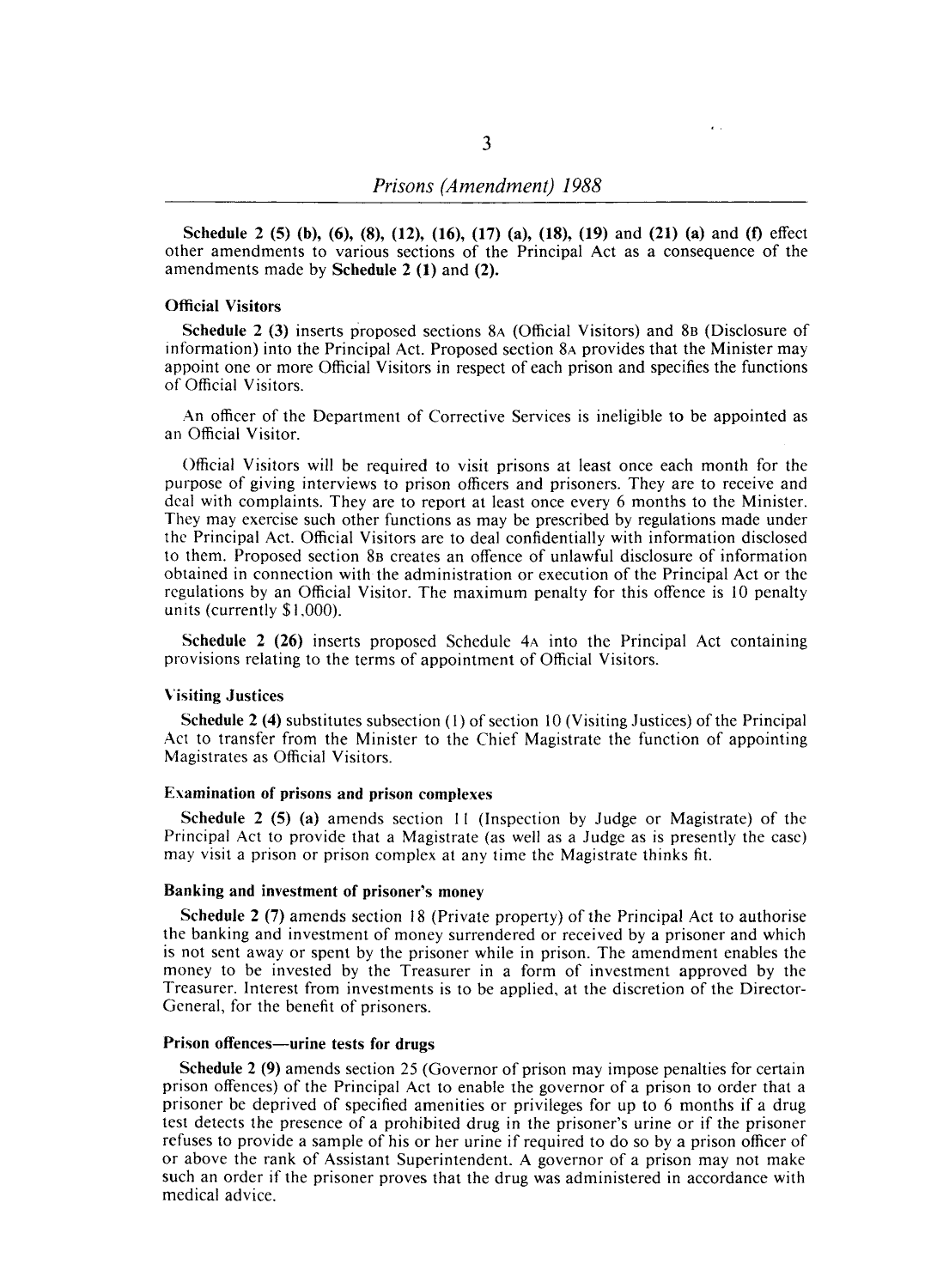**Schedule 2 (5) (b), (6), (8), (12), (16), (17) (a), (18), (19)** and **(21) (a)** and **(f)** effect other amendments to various sections of the Principal Act as a consequence of the amendments made by **Schedule 2 (1)** and **(2).**

### Official Visitors

**Schedule 2 (3)** inserts proposed sections 8A (Official Visitors) and 8B (Disclosure of information) into the Principal Act. Proposed section 8A provides that the Minister may appoint one or more Official Visitors in respect of each prison and specifies the functions of Official Visitors.

An officer of the Department of Corrective Services is ineligible to be appointed as an Official Visitor.

Official Visitors will be required to visit prisons at least once each month for the purpose of giving interviews to prison officers and prisoners. They are to receive and deal with complaints. They are to report at least once every 6 months to the Minister. They may exercise such other functions as may be prescribed by regulations made under the Principal Act. Official Visitors are to deal confidentially with information disclosed to them. Proposed section 8B creates an offence of unlawful disclosure of information obtained in connection with the administration or execution of the Principal Act or the regulations by an Official Visitor. The maximum penalty for this offence is 10 penalty units (currently $1,000).

**Schedule 2 (26)** inserts proposed Schedule 4A into the Principal Act containing provisions relating to the terms of appointment of Official Visitors.

### Visiting Justices

**Schedule 2 (4)** substitutes subsection (1) of section 10 (Visiting Justices) of the Principal Act to transfer from the Minister to the Chief Magistrate the function of appointing Magistrates as Official Visitors.

### Examination of prisons and prison complexes

**Schedule 2 (5) (a)** amends section 11 (Inspection by Judge or Magistrate) of the Principal Act to provide that a Magistrate (as well as a Judge as is presently the case) may visit a prison or prison complex at any time the Magistrate thinks fit.

### Banking and investment of prisoner's money

**Schedule 2 (7)** amends section 18 (Private property) of the Principal Act to authorise the banking and investment of money surrendered or received by a prisoner and which is not sent away or spent by the prisoner while in prison. The amendment enables the money to be invested by the Treasurer in a form of investment approved by the Treasurer. Interest from investments is to be applied, at the discretion of the Director-General, for the benefit of prisoners.

### Prison offences—urine tests for drugs

**Schedule 2 (9)** amends section 25 (Governor of prison may impose penalties for certain prison offences) of the Principal Act to enable the governor of a prison to order that a prisoner be deprived of specified amenities or privileges for up to 6 months if a drug test detects the presence of a prohibited drug in the prisoner's urine or if the prisoner refuses to provide a sample of his or her urine if required to do so by a prison officer of or above the rank of Assistant Superintendent. A governor of a prison may not make such an order if the prisoner proves that the drug was administered in accordance with medical advice.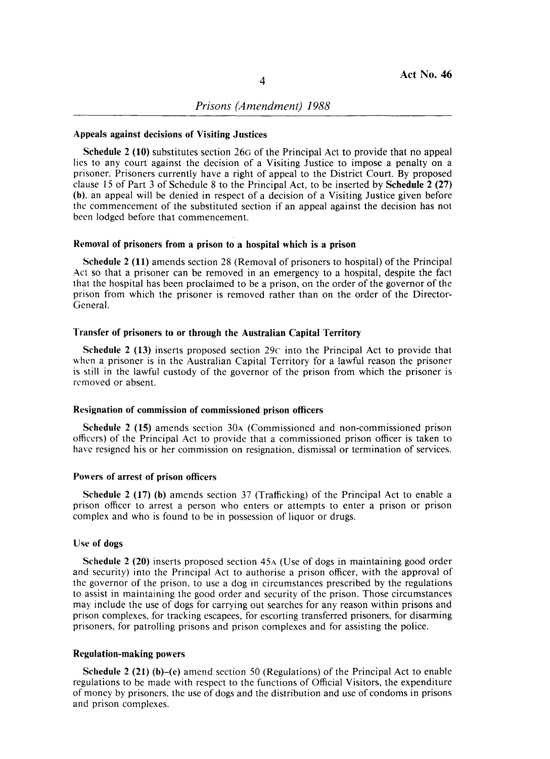### Appeals against decisions of Visiting Justices

**Schedule 2 (10)** substitutes section 26G of the Principal Act to provide that no appeal lies to any court against the decision of a Visiting Justice to impose a penalty on a prisoner. Prisoners currently have a right of appeal to the District Court. By proposed clause 15 of Part 3 of Schedule 8 to the Principal Act, to be inserted by **Schedule 2 (27) (b)**, an appeal will be denied in respect of a decision of a Visiting Justice given before the commencement of the substituted section if an appeal against the decision has not been lodged before that commencement.

### Removal of prisoners from a prison to a hospital which is a prison

**Schedule 2 (11)** amends section 28 (Removal of prisoners to hospital) of the Principal Act so that a prisoner can be removed in an emergency to a hospital, despite the fact that the hospital has been proclaimed to be a prison, on the order of the governor of the prison from which the prisoner is removed rather than on the order of the Director-General.

### Transfer of prisoners to or through the Australian Capital Territory

**Schedule 2 (13)** inserts proposed section 29C into the Principal Act to provide that when a prisoner is in the Australian Capital Territory for a lawful reason the prisoner is still in the lawful custody of the governor of the prison from which the prisoner is removed or absent.

### Resignation of commission of commissioned prison officers

**Schedule 2 (15)** amends section 30A (Commissioned and non-commissioned prison officers) of the Principal Act to provide that a commissioned prison officer is taken to have resigned his or her commission on resignation, dismissal or termination of services.

### Powers of arrest of prison officers

**Schedule 2 (17) (b)** amends section 37 (Trafficking) of the Principal Act to enable a prison officer to arrest a person who enters or attempts to enter a prison or prison complex and who is found to be in possession of liquor or drugs.

### Use of dogs

**Schedule 2 (20)** inserts proposed section 45A (Use of dogs in maintaining good order and security) into the Principal Act to authorise a prison officer, with the approval of the governor of the prison, to use a dog in circumstances prescribed by the regulations to assist in maintaining the good order and security of the prison. Those circumstances may include the use of dogs for carrying out searches for any reason within prisons and prison complexes, for tracking escapees, for escorting transferred prisoners, for disarming prisoners, for patrolling prisons and prison complexes and for assisting the police.

### Regulation-making powers

**Schedule 2 (21) (b)–(e)** amend section 50 (Regulations) of the Principal Act to enable regulations to be made with respect to the functions of Official Visitors, the expenditure of money by prisoners, the use of dogs and the distribution and use of condoms in prisons and prison complexes.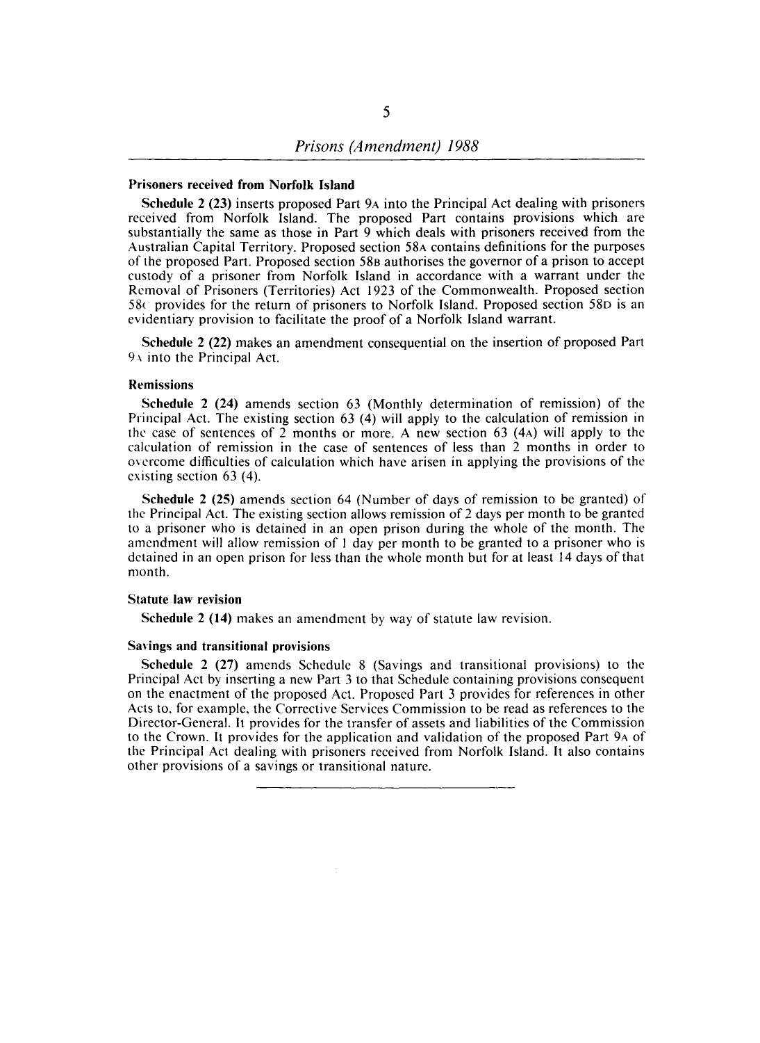**Prisoners received from Norfolk Island**

**Schedule 2 (23)** inserts proposed Part 9A into the Principal Act dealing with prisoners received from Norfolk Island. The proposed Part contains provisions which are substantially the same as those in Part 9 which deals with prisoners received from the Australian Capital Territory. Proposed section 58A contains definitions for the purposes of the proposed Part. Proposed section 58B authorises the governor of a prison to accept custody of a prisoner from Norfolk Island in accordance with a warrant under the Removal of Prisoners (Territories) Act 1923 of the Commonwealth. Proposed section 58C provides for the return of prisoners to Norfolk Island. Proposed section 58D is an evidentiary provision to facilitate the proof of a Norfolk Island warrant.

**Schedule 2 (22)** makes an amendment consequential on the insertion of proposed Part 9A into the Principal Act.

**Remissions**

**Schedule 2 (24)** amends section 63 (Monthly determination of remission) of the Principal Act. The existing section 63 (4) will apply to the calculation of remission in the case of sentences of 2 months or more. A new section 63 (4A) will apply to the calculation of remission in the case of sentences of less than 2 months in order to overcome difficulties of calculation which have arisen in applying the provisions of the existing section 63 (4).

**Schedule 2 (25)** amends section 64 (Number of days of remission to be granted) of the Principal Act. The existing section allows remission of 2 days per month to be granted to a prisoner who is detained in an open prison during the whole of the month. The amendment will allow remission of 1 day per month to be granted to a prisoner who is detained in an open prison for less than the whole month but for at least 14 days of that month.

**Statute law revision**

**Schedule 2 (14)** makes an amendment by way of statute law revision.

**Savings and transitional provisions**

**Schedule 2 (27)** amends Schedule 8 (Savings and transitional provisions) to the Principal Act by inserting a new Part 3 to that Schedule containing provisions consequent on the enactment of the proposed Act. Proposed Part 3 provides for references in other Acts to, for example, the Corrective Services Commission to be read as references to the Director-General. It provides for the transfer of assets and liabilities of the Commission to the Crown. It provides for the application and validation of the proposed Part 9A of the Principal Act dealing with prisoners received from Norfolk Island. It also contains other provisions of a savings or transitional nature.